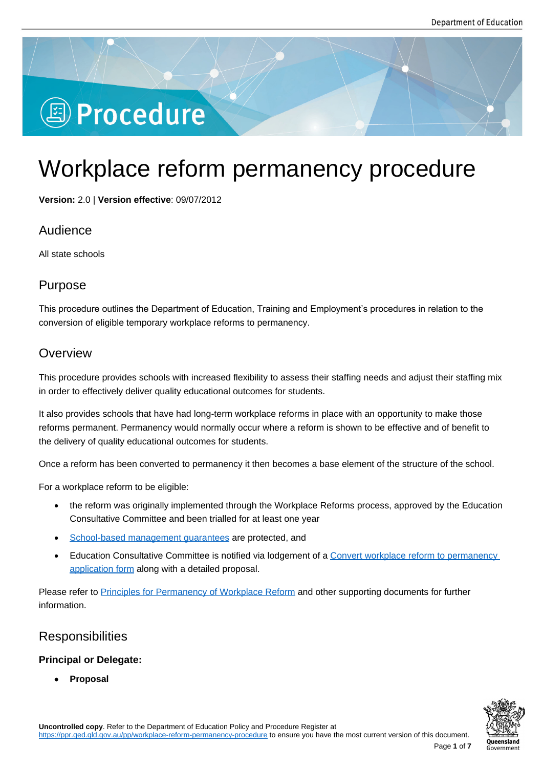# Workplace reform permanency procedure

**Version:** 2.0 | **Version effective**: 09/07/2012

## Audience

All state schools

## Purpose

This procedure outlines the Department of Education, Training and Employment's procedures in relation to the conversion of eligible temporary workplace reforms to permanency.

## Overview

This procedure provides schools with increased flexibility to assess their staffing needs and adjust their staffing mix in order to effectively deliver quality educational outcomes for students.

It also provides schools that have had long-term workplace reforms in place with an opportunity to make those reforms permanent. Permanency would normally occur where a reform is shown to be effective and of benefit to the delivery of quality educational outcomes for students.

Once a reform has been converted to permanency it then becomes a base element of the structure of the school.

For a workplace reform to be eligible:

- the reform was originally implemented through the Workplace Reforms process, approved by the Education Consultative Committee and been trialled for at least one year
- School-based management guarantees are protected, and
- Education Consultative Committee is notified via lodgement of a Convert workplace reform to permanency application form along with a detailed proposal.

Please refer to Principles for Permanency of Workplace Reform and other supporting documents for further information.

## Responsibilities

### Principal or Delegate:

- **Proposal**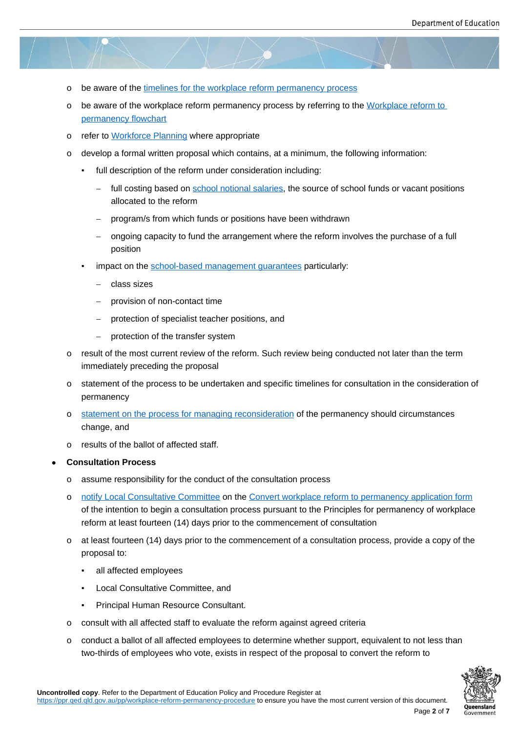- be aware of the timelines for the workplace reform permanency process
  - be aware of the workplace reform permanency process by referring to the Workplace reform to permanency flowchart
  - refer to Workforce Planning where appropriate
  - develop a formal written proposal which contains, at a minimum, the following information:
    - full description of the reform under consideration including:
      - full costing based on school notional salaries, the source of school funds or vacant positions allocated to the reform
      - program/s from which funds or positions have been withdrawn
      - ongoing capacity to fund the arrangement where the reform involves the purchase of a full position
    - impact on the school-based management guarantees particularly:
      - class sizes
      - provision of non-contact time
      - protection of specialist teacher positions, and
      - protection of the transfer system
  - result of the most current review of the reform. Such review being conducted not later than the term immediately preceding the proposal
  - statement of the process to be undertaken and specific timelines for consultation in the consideration of permanency
  - statement on the process for managing reconsideration of the permanency should circumstances change, and
  - results of the ballot of affected staff.

- **Consultation Process**
  - assume responsibility for the conduct of the consultation process
  - notify Local Consultative Committee on the Convert workplace reform to permanency application form of the intention to begin a consultation process pursuant to the Principles for permanency of workplace reform at least fourteen (14) days prior to the commencement of consultation
  - at least fourteen (14) days prior to the commencement of a consultation process, provide a copy of the proposal to:
    - all affected employees
    - Local Consultative Committee, and
    - Principal Human Resource Consultant.
  - consult with all affected staff to evaluate the reform against agreed criteria
  - conduct a ballot of all affected employees to determine whether support, equivalent to not less than two-thirds of employees who vote, exists in respect of the proposal to convert the reform to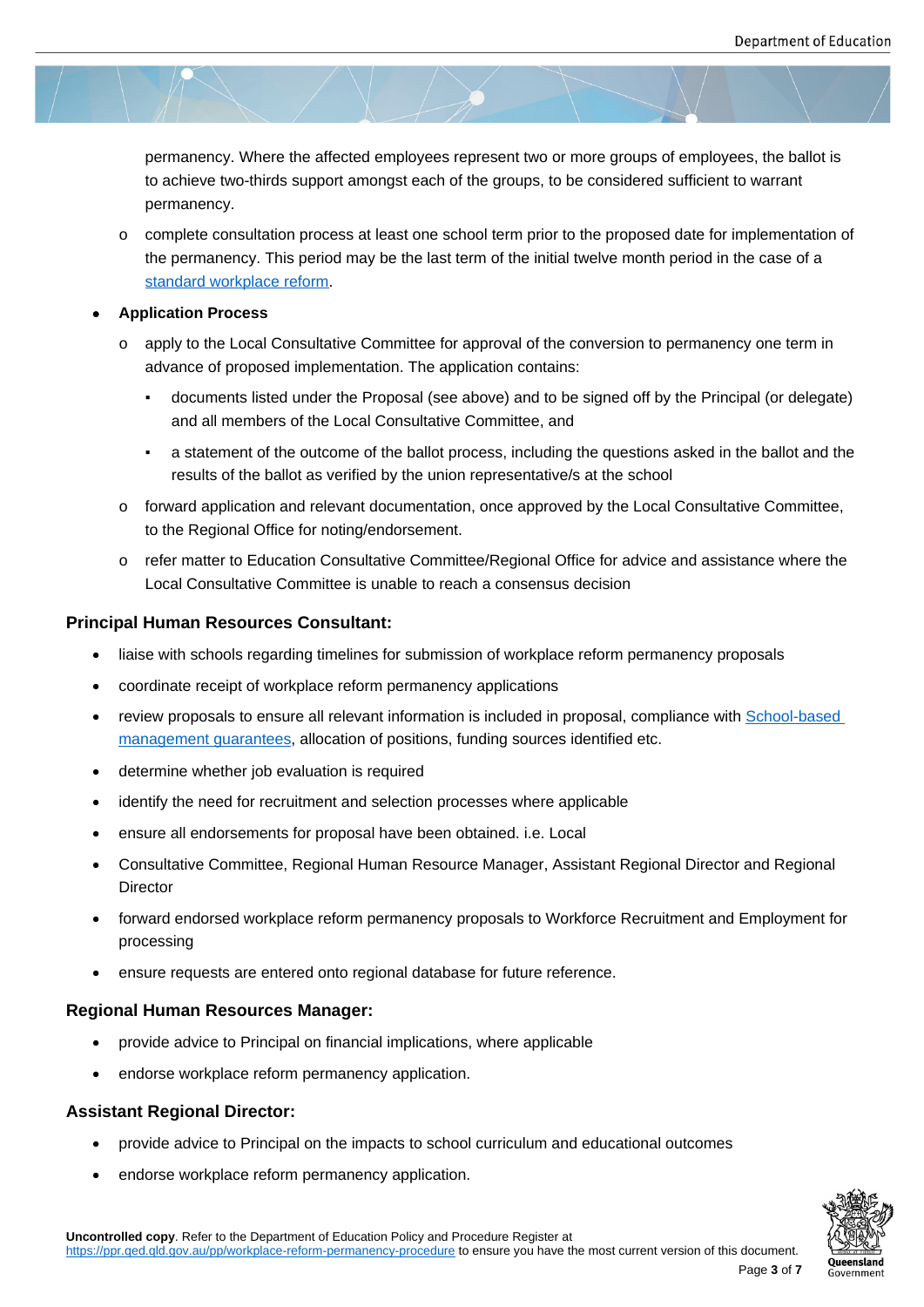permanency. Where the affected employees represent two or more groups of employees, the ballot is to achieve two-thirds support amongst each of the groups, to be considered sufficient to warrant permanency.

  - complete consultation process at least one school term prior to the proposed date for implementation of the permanency. This period may be the last term of the initial twelve month period in the case of a [standard workplace reform](#).

- **Application Process**
  - apply to the Local Consultative Committee for approval of the conversion to permanency one term in advance of proposed implementation. The application contains:
    - documents listed under the Proposal (see above) and to be signed off by the Principal (or delegate) and all members of the Local Consultative Committee, and
    - a statement of the outcome of the ballot process, including the questions asked in the ballot and the results of the ballot as verified by the union representative/s at the school
  - forward application and relevant documentation, once approved by the Local Consultative Committee, to the Regional Office for noting/endorsement.
  - refer matter to Education Consultative Committee/Regional Office for advice and assistance where the Local Consultative Committee is unable to reach a consensus decision

### Principal Human Resources Consultant:

- liaise with schools regarding timelines for submission of workplace reform permanency proposals
- coordinate receipt of workplace reform permanency applications
- review proposals to ensure all relevant information is included in proposal, compliance with [School-based management guarantees](#), allocation of positions, funding sources identified etc.
- determine whether job evaluation is required
- identify the need for recruitment and selection processes where applicable
- ensure all endorsements for proposal have been obtained. i.e. Local
- Consultative Committee, Regional Human Resource Manager, Assistant Regional Director and Regional Director
- forward endorsed workplace reform permanency proposals to Workforce Recruitment and Employment for processing
- ensure requests are entered onto regional database for future reference.

### Regional Human Resources Manager:

- provide advice to Principal on financial implications, where applicable
- endorse workplace reform permanency application.

### Assistant Regional Director:

- provide advice to Principal on the impacts to school curriculum and educational outcomes
- endorse workplace reform permanency application.

**Uncontrolled copy**. Refer to the Department of Education Policy and Procedure Register at https://ppr.qed.qld.gov.au/pp/workplace-reform-permanency-procedure to ensure you have the most current version of this document.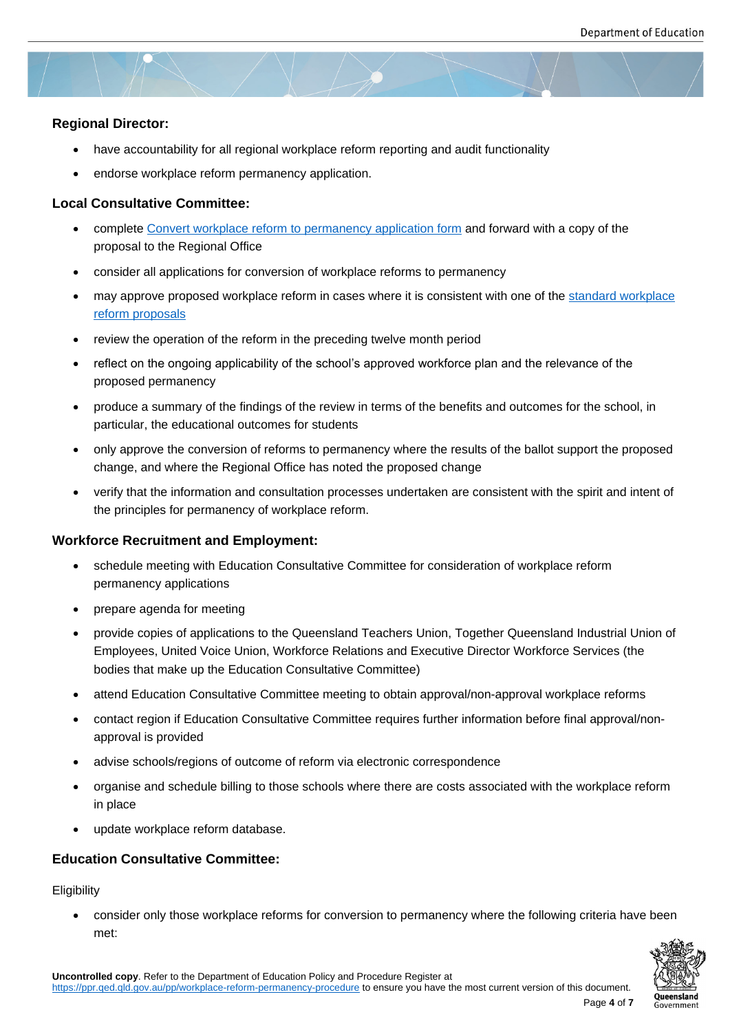### Regional Director:

- have accountability for all regional workplace reform reporting and audit functionality
- endorse workplace reform permanency application.

### Local Consultative Committee:

- complete [Convert workplace reform to permanency application form] and forward with a copy of the proposal to the Regional Office
- consider all applications for conversion of workplace reforms to permanency
- may approve proposed workplace reform in cases where it is consistent with one of the [standard workplace reform proposals]
- review the operation of the reform in the preceding twelve month period
- reflect on the ongoing applicability of the school's approved workforce plan and the relevance of the proposed permanency
- produce a summary of the findings of the review in terms of the benefits and outcomes for the school, in particular, the educational outcomes for students
- only approve the conversion of reforms to permanency where the results of the ballot support the proposed change, and where the Regional Office has noted the proposed change
- verify that the information and consultation processes undertaken are consistent with the spirit and intent of the principles for permanency of workplace reform.

### Workforce Recruitment and Employment:

- schedule meeting with Education Consultative Committee for consideration of workplace reform permanency applications
- prepare agenda for meeting
- provide copies of applications to the Queensland Teachers Union, Together Queensland Industrial Union of Employees, United Voice Union, Workforce Relations and Executive Director Workforce Services (the bodies that make up the Education Consultative Committee)
- attend Education Consultative Committee meeting to obtain approval/non-approval workplace reforms
- contact region if Education Consultative Committee requires further information before final approval/non-approval is provided
- advise schools/regions of outcome of reform via electronic correspondence
- organise and schedule billing to those schools where there are costs associated with the workplace reform in place
- update workplace reform database.

### Education Consultative Committee:

Eligibility

- consider only those workplace reforms for conversion to permanency where the following criteria have been met:

**Uncontrolled copy**. Refer to the Department of Education Policy and Procedure Register at https://ppr.qed.qld.gov.au/pp/workplace-reform-permanency-procedure to ensure you have the most current version of this document.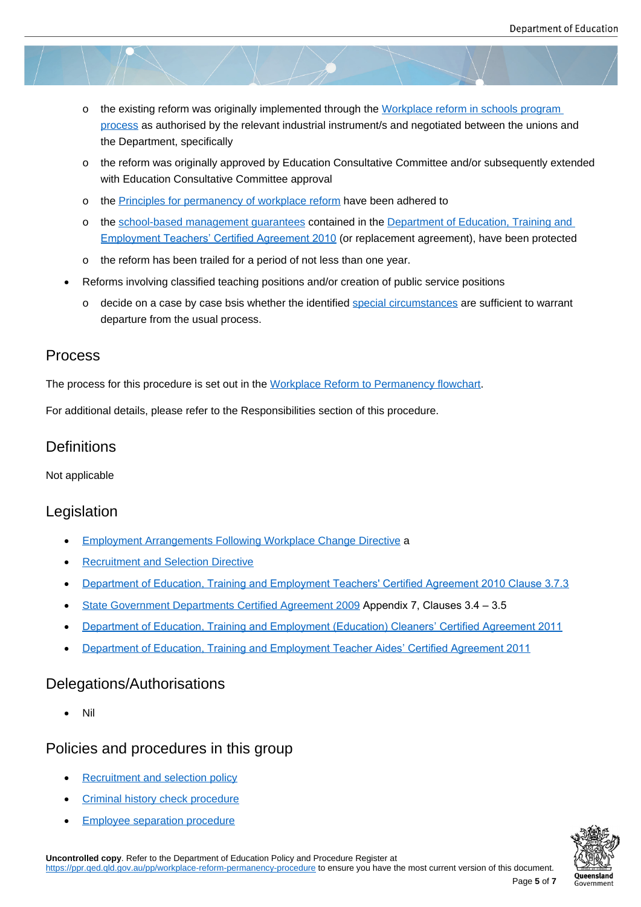- the existing reform was originally implemented through the Workplace reform in schools program process as authorised by the relevant industrial instrument/s and negotiated between the unions and the Department, specifically
  - the reform was originally approved by Education Consultative Committee and/or subsequently extended with Education Consultative Committee approval
  - the Principles for permanency of workplace reform have been adhered to
  - the school-based management guarantees contained in the Department of Education, Training and Employment Teachers' Certified Agreement 2010 (or replacement agreement), have been protected
  - the reform has been trailed for a period of not less than one year.
- Reforms involving classified teaching positions and/or creation of public service positions
  - decide on a case by case bsis whether the identified special circumstances are sufficient to warrant departure from the usual process.

## Process

The process for this procedure is set out in the Workplace Reform to Permanency flowchart.

For additional details, please refer to the Responsibilities section of this procedure.

## Definitions

Not applicable

## Legislation

- Employment Arrangements Following Workplace Change Directive a
- Recruitment and Selection Directive
- Department of Education, Training and Employment Teachers' Certified Agreement 2010 Clause 3.7.3
- State Government Departments Certified Agreement 2009 Appendix 7, Clauses 3.4 – 3.5
- Department of Education, Training and Employment (Education) Cleaners' Certified Agreement 2011
- Department of Education, Training and Employment Teacher Aides' Certified Agreement 2011

## Delegations/Authorisations

- Nil

## Policies and procedures in this group

- Recruitment and selection policy
- Criminal history check procedure
- Employee separation procedure

**Uncontrolled copy**. Refer to the Department of Education Policy and Procedure Register at https://ppr.qed.qld.gov.au/pp/workplace-reform-permanency-procedure to ensure you have the most current version of this document.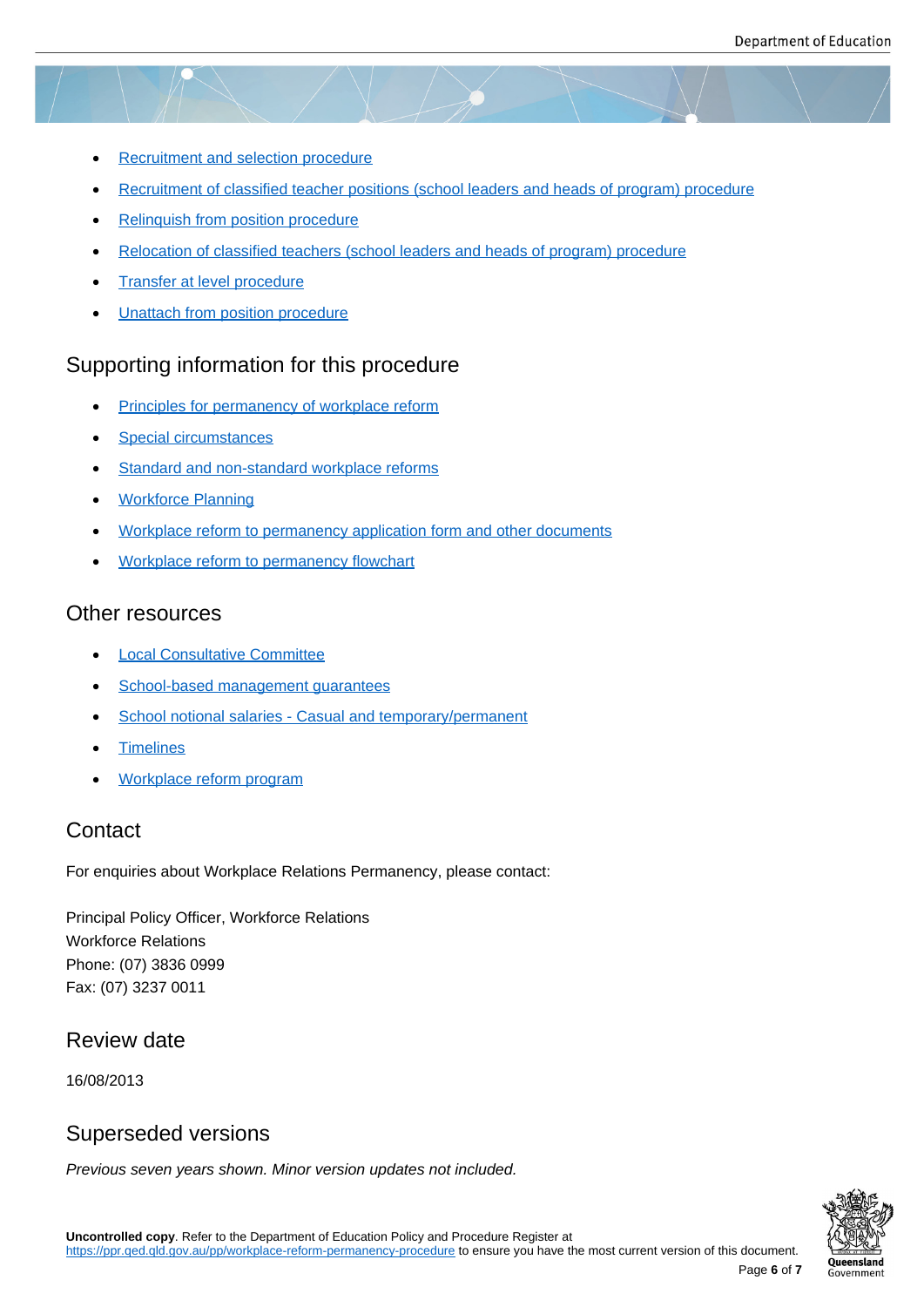- Recruitment and selection procedure
- Recruitment of classified teacher positions (school leaders and heads of program) procedure
- Relinquish from position procedure
- Relocation of classified teachers (school leaders and heads of program) procedure
- Transfer at level procedure
- Unattach from position procedure

## Supporting information for this procedure

- Principles for permanency of workplace reform
- Special circumstances
- Standard and non-standard workplace reforms
- Workforce Planning
- Workplace reform to permanency application form and other documents
- Workplace reform to permanency flowchart

## Other resources

- Local Consultative Committee
- School-based management guarantees
- School notional salaries - Casual and temporary/permanent
- Timelines
- Workplace reform program

## Contact

For enquiries about Workplace Relations Permanency, please contact:

Principal Policy Officer, Workforce Relations
Workforce Relations
Phone: (07) 3836 0999
Fax: (07) 3237 0011

## Review date

16/08/2013

## Superseded versions

*Previous seven years shown. Minor version updates not included.*

**Uncontrolled copy**. Refer to the Department of Education Policy and Procedure Register at https://ppr.qed.qld.gov.au/pp/workplace-reform-permanency-procedure to ensure you have the most current version of this document.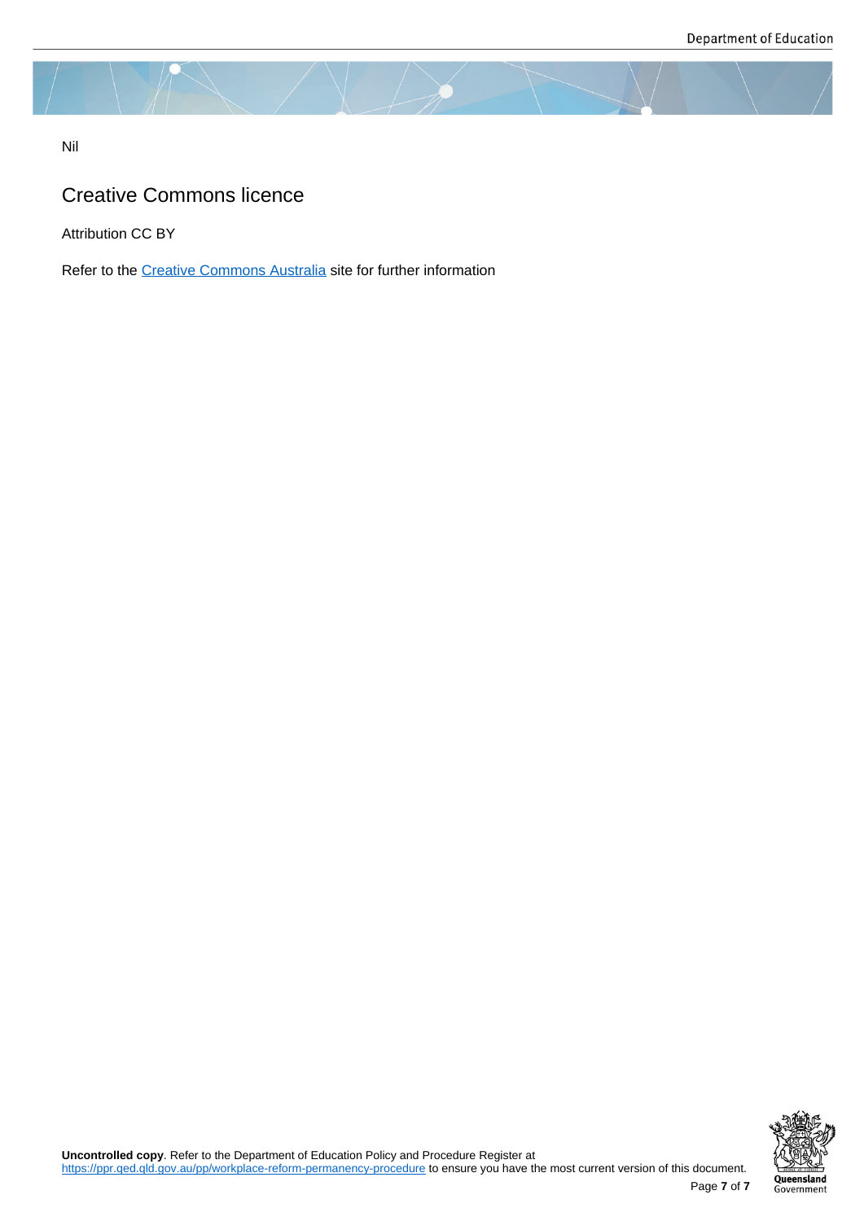Nil

## Creative Commons licence

Attribution CC BY

Refer to the [Creative Commons Australia](https://creativecommons.org.au) site for further information